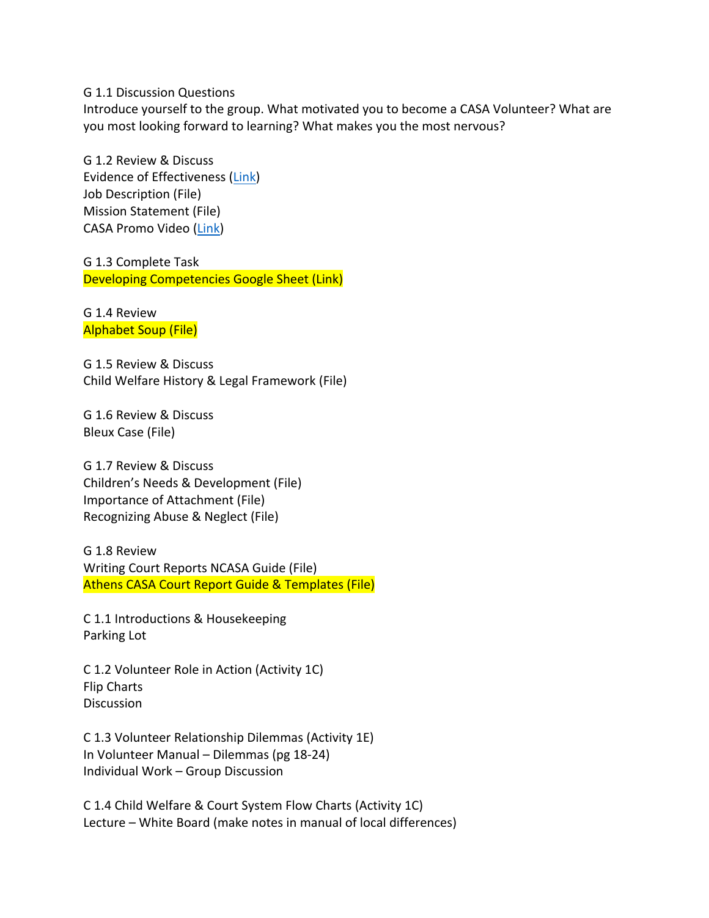G 1.1 Discussion Questions
Introduce yourself to the group. What motivated you to become a CASA Volunteer? What are you most looking forward to learning? What makes you the most nervous?

G 1.2 Review & Discuss
Evidence of Effectiveness (Link)
Job Description (File)
Mission Statement (File)
CASA Promo Video (Link)

G 1.3 Complete Task
Developing Competencies Google Sheet (Link)

G 1.4 Review
Alphabet Soup (File)

G 1.5 Review & Discuss
Child Welfare History & Legal Framework (File)

G 1.6 Review & Discuss
Bleux Case (File)

G 1.7 Review & Discuss
Children's Needs & Development (File)
Importance of Attachment (File)
Recognizing Abuse & Neglect (File)

G 1.8 Review
Writing Court Reports NCASA Guide (File)
Athens CASA Court Report Guide & Templates (File)

C 1.1 Introductions & Housekeeping
Parking Lot

C 1.2 Volunteer Role in Action (Activity 1C)
Flip Charts
Discussion

C 1.3 Volunteer Relationship Dilemmas (Activity 1E)
In Volunteer Manual – Dilemmas (pg 18-24)
Individual Work – Group Discussion

C 1.4 Child Welfare & Court System Flow Charts (Activity 1C)
Lecture – White Board (make notes in manual of local differences)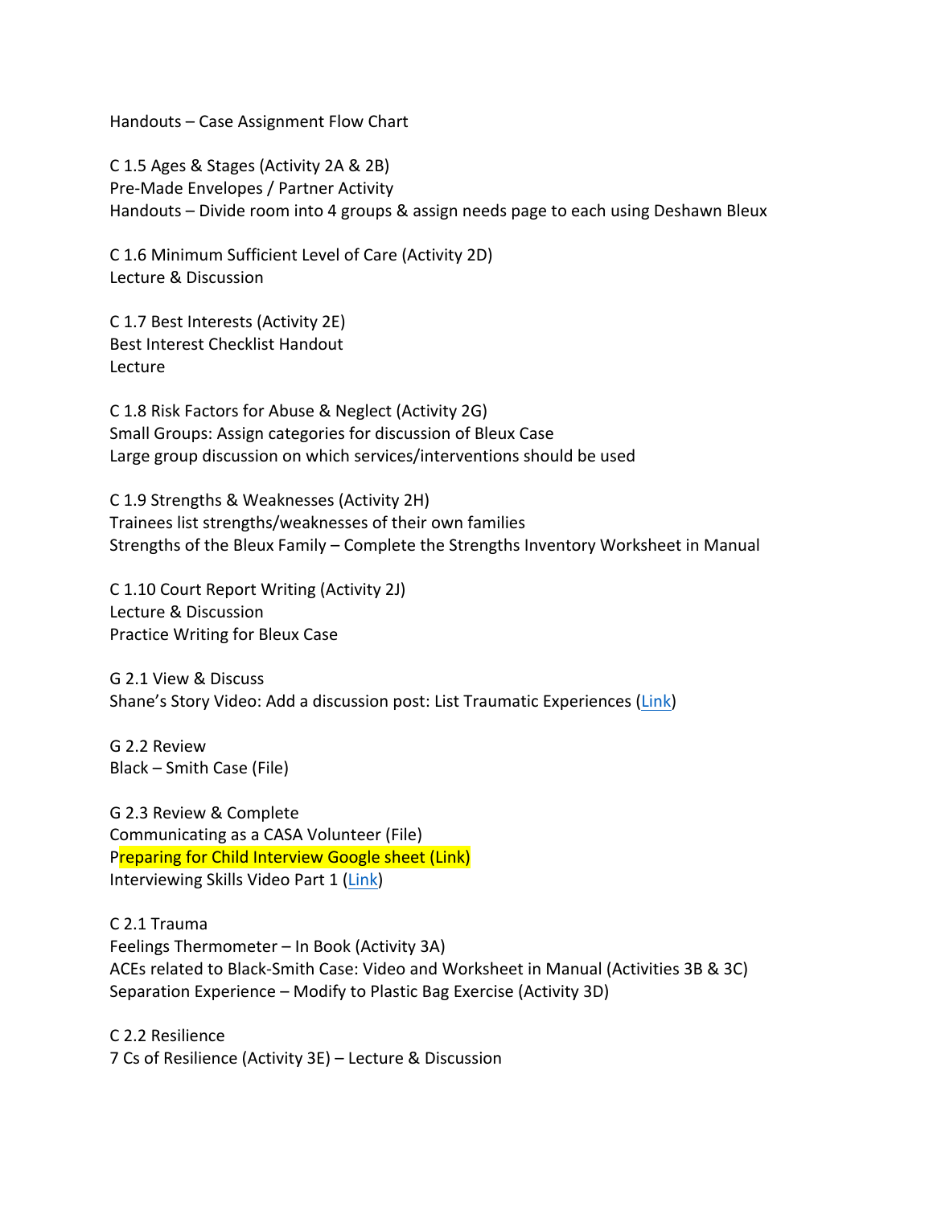Handouts – Case Assignment Flow Chart

C 1.5 Ages & Stages (Activity 2A & 2B)
Pre-Made Envelopes / Partner Activity
Handouts – Divide room into 4 groups & assign needs page to each using Deshawn Bleux

C 1.6 Minimum Sufficient Level of Care (Activity 2D)
Lecture & Discussion

C 1.7 Best Interests (Activity 2E)
Best Interest Checklist Handout
Lecture

C 1.8 Risk Factors for Abuse & Neglect (Activity 2G)
Small Groups: Assign categories for discussion of Bleux Case
Large group discussion on which services/interventions should be used

C 1.9 Strengths & Weaknesses (Activity 2H)
Trainees list strengths/weaknesses of their own families
Strengths of the Bleux Family – Complete the Strengths Inventory Worksheet in Manual

C 1.10 Court Report Writing (Activity 2J)
Lecture & Discussion
Practice Writing for Bleux Case

G 2.1 View & Discuss
Shane's Story Video: Add a discussion post: List Traumatic Experiences (Link)

G 2.2 Review
Black – Smith Case (File)

G 2.3 Review & Complete
Communicating as a CASA Volunteer (File)
Preparing for Child Interview Google sheet (Link)
Interviewing Skills Video Part 1 (Link)

C 2.1 Trauma
Feelings Thermometer – In Book (Activity 3A)
ACEs related to Black-Smith Case: Video and Worksheet in Manual (Activities 3B & 3C)
Separation Experience – Modify to Plastic Bag Exercise (Activity 3D)

C 2.2 Resilience
7 Cs of Resilience (Activity 3E) – Lecture & Discussion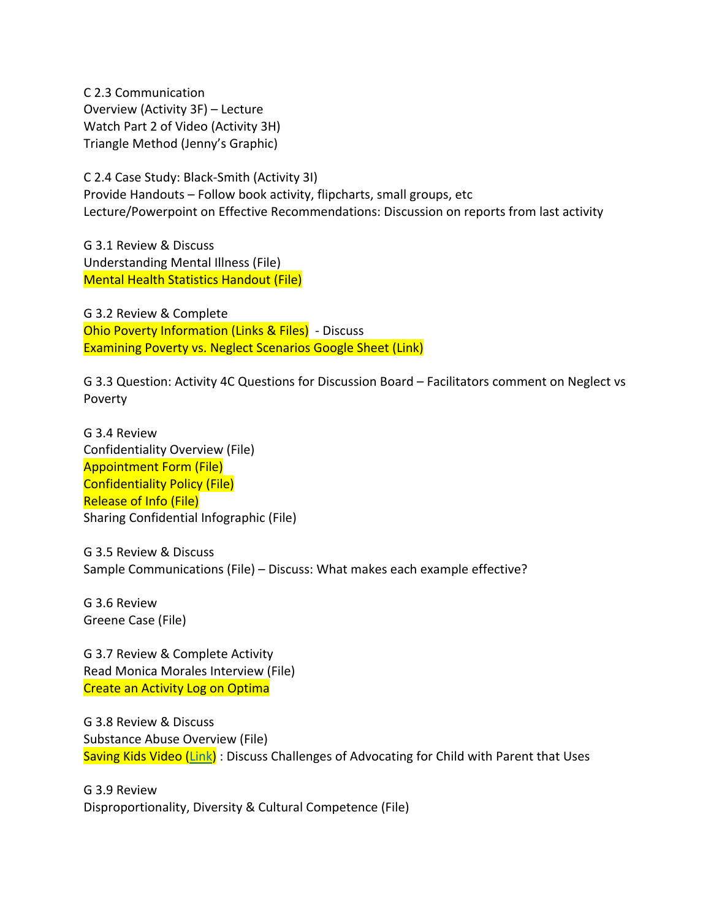C 2.3 Communication
Overview (Activity 3F) – Lecture
Watch Part 2 of Video (Activity 3H)
Triangle Method (Jenny's Graphic)

C 2.4 Case Study: Black-Smith (Activity 3I)
Provide Handouts – Follow book activity, flipcharts, small groups, etc
Lecture/Powerpoint on Effective Recommendations: Discussion on reports from last activity

G 3.1 Review & Discuss
Understanding Mental Illness (File)
Mental Health Statistics Handout (File)

G 3.2 Review & Complete
Ohio Poverty Information (Links & Files) - Discuss
Examining Poverty vs. Neglect Scenarios Google Sheet (Link)

G 3.3 Question: Activity 4C Questions for Discussion Board – Facilitators comment on Neglect vs Poverty

G 3.4 Review
Confidentiality Overview (File)
Appointment Form (File)
Confidentiality Policy (File)
Release of Info (File)
Sharing Confidential Infographic (File)

G 3.5 Review & Discuss
Sample Communications (File) – Discuss: What makes each example effective?

G 3.6 Review
Greene Case (File)

G 3.7 Review & Complete Activity
Read Monica Morales Interview (File)
Create an Activity Log on Optima

G 3.8 Review & Discuss
Substance Abuse Overview (File)
Saving Kids Video (Link) : Discuss Challenges of Advocating for Child with Parent that Uses

G 3.9 Review
Disproportionality, Diversity & Cultural Competence (File)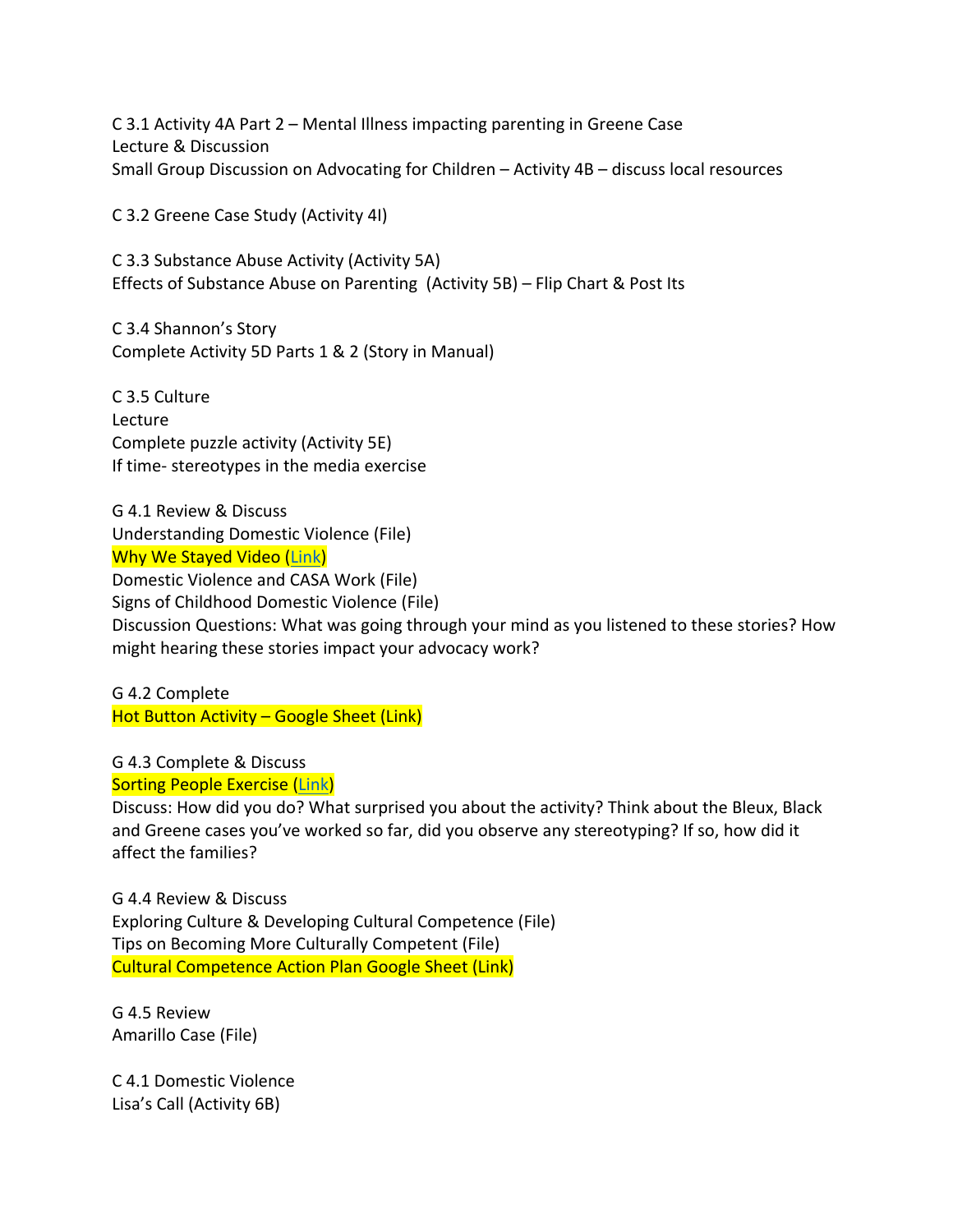C 3.1 Activity 4A Part 2 – Mental Illness impacting parenting in Greene Case
Lecture & Discussion
Small Group Discussion on Advocating for Children – Activity 4B – discuss local resources

C 3.2 Greene Case Study (Activity 4I)

C 3.3 Substance Abuse Activity (Activity 5A)
Effects of Substance Abuse on Parenting (Activity 5B) – Flip Chart & Post Its

C 3.4 Shannon's Story
Complete Activity 5D Parts 1 & 2 (Story in Manual)

C 3.5 Culture
Lecture
Complete puzzle activity (Activity 5E)
If time- stereotypes in the media exercise

G 4.1 Review & Discuss
Understanding Domestic Violence (File)
Why We Stayed Video (Link)
Domestic Violence and CASA Work (File)
Signs of Childhood Domestic Violence (File)
Discussion Questions: What was going through your mind as you listened to these stories? How might hearing these stories impact your advocacy work?

G 4.2 Complete
Hot Button Activity – Google Sheet (Link)

G 4.3 Complete & Discuss
Sorting People Exercise (Link)
Discuss: How did you do? What surprised you about the activity? Think about the Bleux, Black and Greene cases you've worked so far, did you observe any stereotyping? If so, how did it affect the families?

G 4.4 Review & Discuss
Exploring Culture & Developing Cultural Competence (File)
Tips on Becoming More Culturally Competent (File)
Cultural Competence Action Plan Google Sheet (Link)

G 4.5 Review
Amarillo Case (File)

C 4.1 Domestic Violence
Lisa's Call (Activity 6B)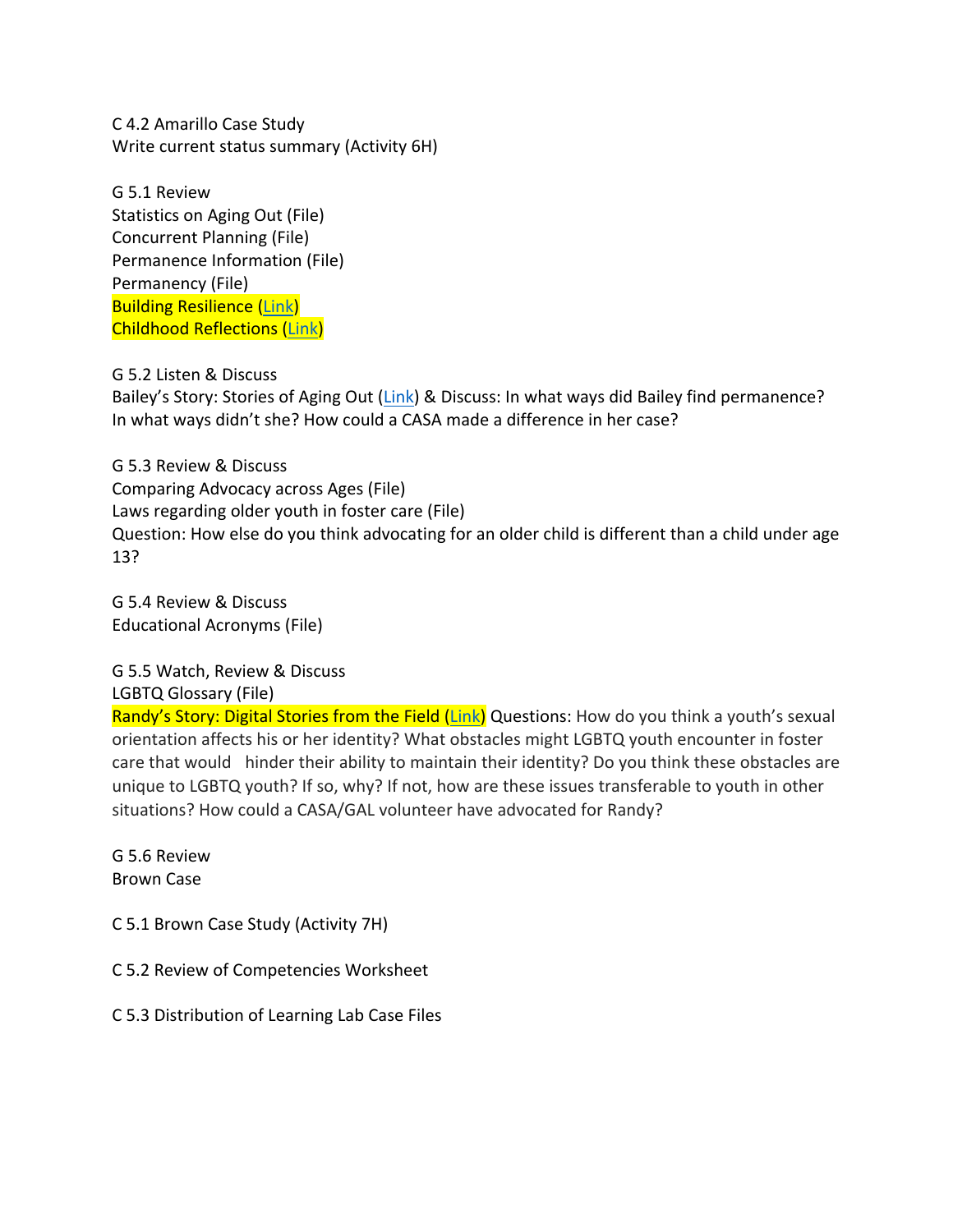C 4.2 Amarillo Case Study
Write current status summary (Activity 6H)

G 5.1 Review
Statistics on Aging Out (File)
Concurrent Planning (File)
Permanence Information (File)
Permanency (File)
Building Resilience (Link)
Childhood Reflections (Link)

G 5.2 Listen & Discuss
Bailey's Story: Stories of Aging Out (Link) & Discuss: In what ways did Bailey find permanence? In what ways didn't she? How could a CASA made a difference in her case?

G 5.3 Review & Discuss
Comparing Advocacy across Ages (File)
Laws regarding older youth in foster care (File)
Question: How else do you think advocating for an older child is different than a child under age 13?

G 5.4 Review & Discuss
Educational Acronyms (File)

G 5.5 Watch, Review & Discuss
LGBTQ Glossary (File)
Randy's Story: Digital Stories from the Field (Link) Questions: How do you think a youth's sexual orientation affects his or her identity? What obstacles might LGBTQ youth encounter in foster care that would hinder their ability to maintain their identity? Do you think these obstacles are unique to LGBTQ youth? If so, why? If not, how are these issues transferable to youth in other situations? How could a CASA/GAL volunteer have advocated for Randy?

G 5.6 Review
Brown Case

C 5.1 Brown Case Study (Activity 7H)

C 5.2 Review of Competencies Worksheet

C 5.3 Distribution of Learning Lab Case Files